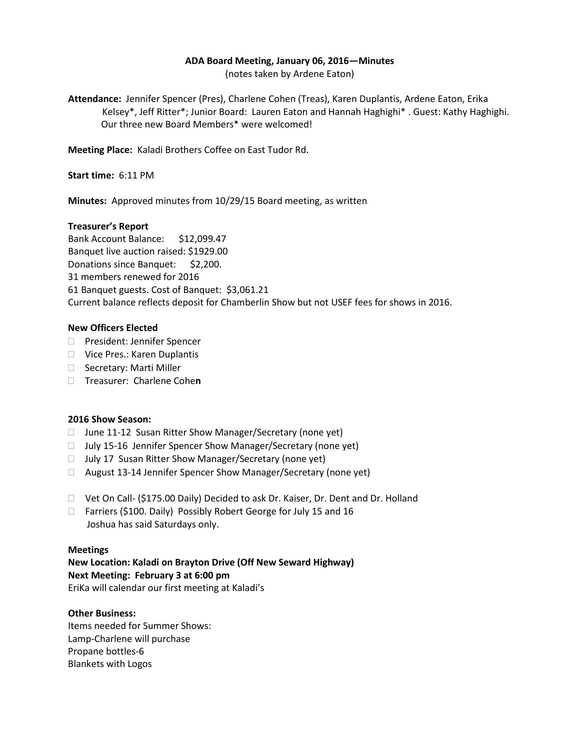**ADA Board Meeting, January 06, 2016—Minutes**

(notes taken by Ardene Eaton)

**Attendance:** Jennifer Spencer (Pres), Charlene Cohen (Treas), Karen Duplantis, Ardene Eaton, Erika Kelsey*, Jeff Ritter*; Junior Board: Lauren Eaton and Hannah Haghighi* . Guest: Kathy Haghighi. Our three new Board Members* were welcomed!

**Meeting Place:** Kaladi Brothers Coffee on East Tudor Rd.

**Start time:** 6:11 PM

**Minutes:** Approved minutes from 10/29/15 Board meeting, as written

**Treasurer's Report**

Bank Account Balance: $12,099.47
Banquet live auction raised: $1929.00
Donations since Banquet: $2,200.
31 members renewed for 2016
61 Banquet guests. Cost of Banquet: $3,061.21
Current balance reflects deposit for Chamberlin Show but not USEF fees for shows in 2016.

**New Officers Elected**

- President: Jennifer Spencer
- Vice Pres.: Karen Duplantis
- Secretary: Marti Miller
- Treasurer: Charlene Cohen

**2016 Show Season:**

- June 11-12 Susan Ritter Show Manager/Secretary (none yet)
- July 15-16 Jennifer Spencer Show Manager/Secretary (none yet)
- July 17 Susan Ritter Show Manager/Secretary (none yet)
- August 13-14 Jennifer Spencer Show Manager/Secretary (none yet)

- Vet On Call- ($175.00 Daily) Decided to ask Dr. Kaiser, Dr. Dent and Dr. Holland
- Farriers ($100. Daily) Possibly Robert George for July 15 and 16
  Joshua has said Saturdays only.

**Meetings**

**New Location: Kaladi on Brayton Drive (Off New Seward Highway)**
**Next Meeting: February 3 at 6:00 pm**
EriKa will calendar our first meeting at Kaladi's

**Other Business:**

Items needed for Summer Shows:
Lamp-Charlene will purchase
Propane bottles-6
Blankets with Logos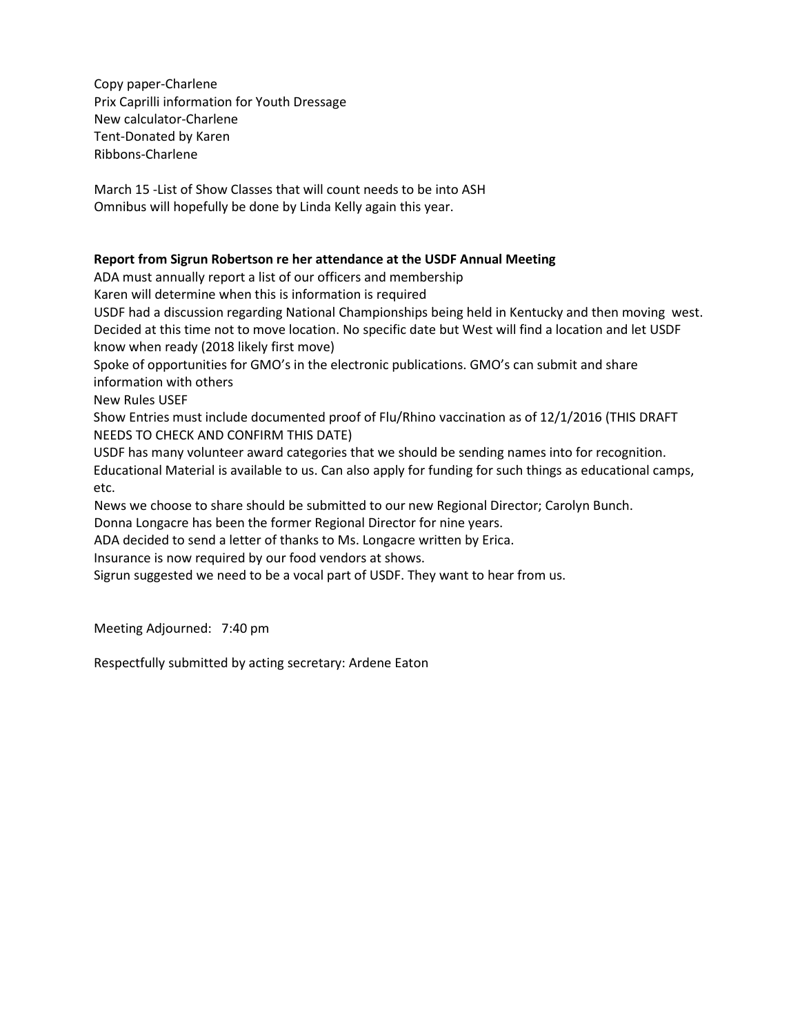Copy paper-Charlene
Prix Caprilli information for Youth Dressage
New calculator-Charlene
Tent-Donated by Karen
Ribbons-Charlene

March 15 -List of Show Classes that will count needs to be into ASH
Omnibus will hopefully be done by Linda Kelly again this year.

**Report from Sigrun Robertson re her attendance at the USDF Annual Meeting**

ADA must annually report a list of our officers and membership
Karen will determine when this is information is required
USDF had a discussion regarding National Championships being held in Kentucky and then moving west. Decided at this time not to move location. No specific date but West will find a location and let USDF know when ready (2018 likely first move)
Spoke of opportunities for GMO's in the electronic publications. GMO's can submit and share information with others
New Rules USEF
Show Entries must include documented proof of Flu/Rhino vaccination as of 12/1/2016 (THIS DRAFT NEEDS TO CHECK AND CONFIRM THIS DATE)
USDF has many volunteer award categories that we should be sending names into for recognition.
Educational Material is available to us. Can also apply for funding for such things as educational camps, etc.
News we choose to share should be submitted to our new Regional Director; Carolyn Bunch.
Donna Longacre has been the former Regional Director for nine years.
ADA decided to send a letter of thanks to Ms. Longacre written by Erica.
Insurance is now required by our food vendors at shows.
Sigrun suggested we need to be a vocal part of USDF. They want to hear from us.

Meeting Adjourned: 7:40 pm

Respectfully submitted by acting secretary: Ardene Eaton